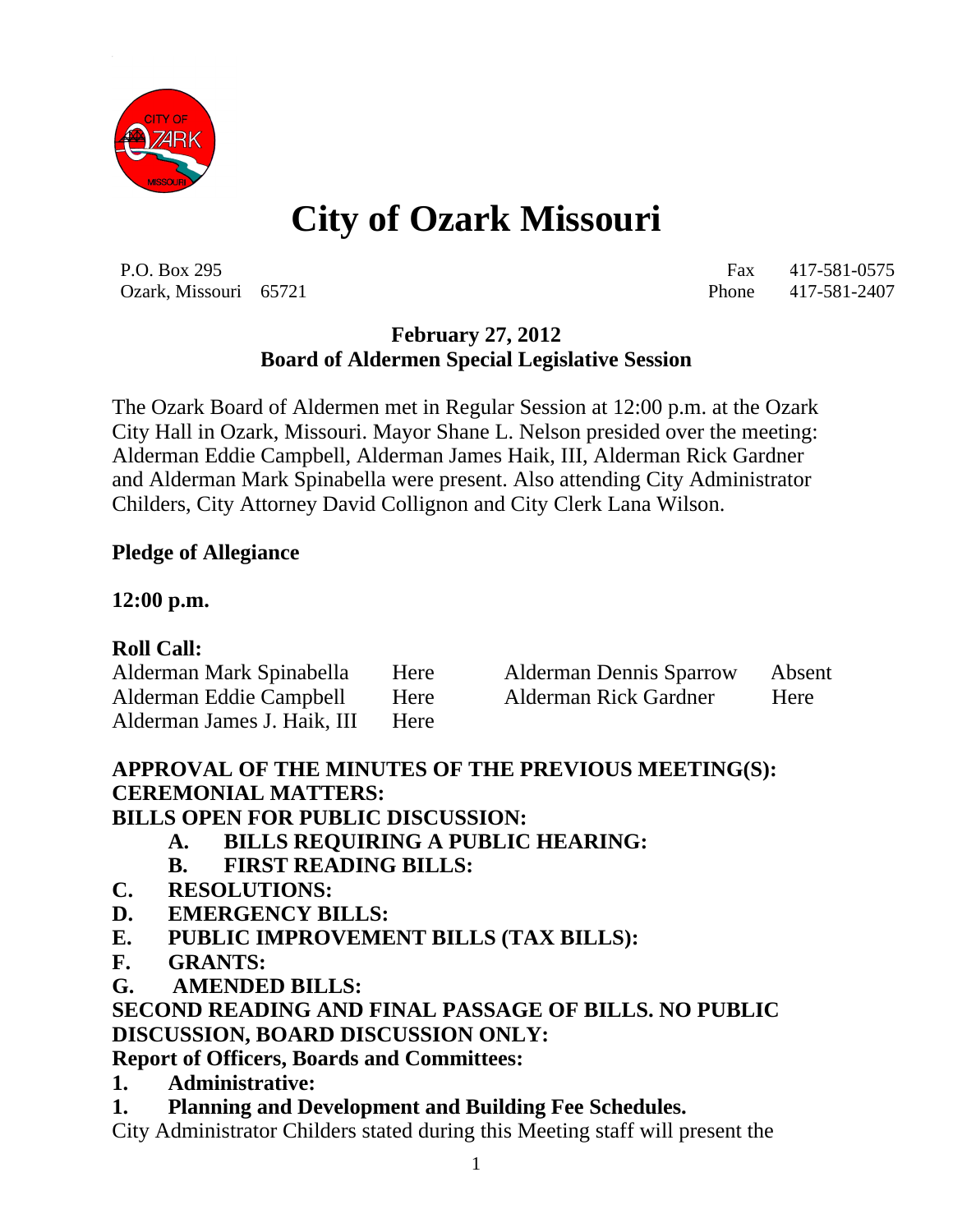# City of Ozark Missouri

P.O. Box 295
Ozark, Missouri 65721

Fax 417-581-0575
Phone 417-581-2407

**February 27, 2012**
**Board of Aldermen Special Legislative Session**

The Ozark Board of Aldermen met in Regular Session at 12:00 p.m. at the Ozark City Hall in Ozark, Missouri. Mayor Shane L. Nelson presided over the meeting: Alderman Eddie Campbell, Alderman James Haik, III, Alderman Rick Gardner and Alderman Mark Spinabella were present. Also attending City Administrator Childers, City Attorney David Collignon and City Clerk Lana Wilson.

**Pledge of Allegiance**

**12:00 p.m.**

**Roll Call:**

| | | | |
|---|---|---|---|
| Alderman Mark Spinabella | Here | Alderman Dennis Sparrow | Absent |
| Alderman Eddie Campbell | Here | Alderman Rick Gardner | Here |
| Alderman James J. Haik, III | Here | | |

**APPROVAL OF THE MINUTES OF THE PREVIOUS MEETING(S):**
**CEREMONIAL MATTERS:**
**BILLS OPEN FOR PUBLIC DISCUSSION:**

- **A. BILLS REQUIRING A PUBLIC HEARING:**
- **B. FIRST READING BILLS:**

**C. RESOLUTIONS:**
**D. EMERGENCY BILLS:**
**E. PUBLIC IMPROVEMENT BILLS (TAX BILLS):**
**F. GRANTS:**
**G. AMENDED BILLS:**

**SECOND READING AND FINAL PASSAGE OF BILLS. NO PUBLIC DISCUSSION, BOARD DISCUSSION ONLY:**

**Report of Officers, Boards and Committees:**

**1. Administrative:**

**1. Planning and Development and Building Fee Schedules.**

City Administrator Childers stated during this Meeting staff will present the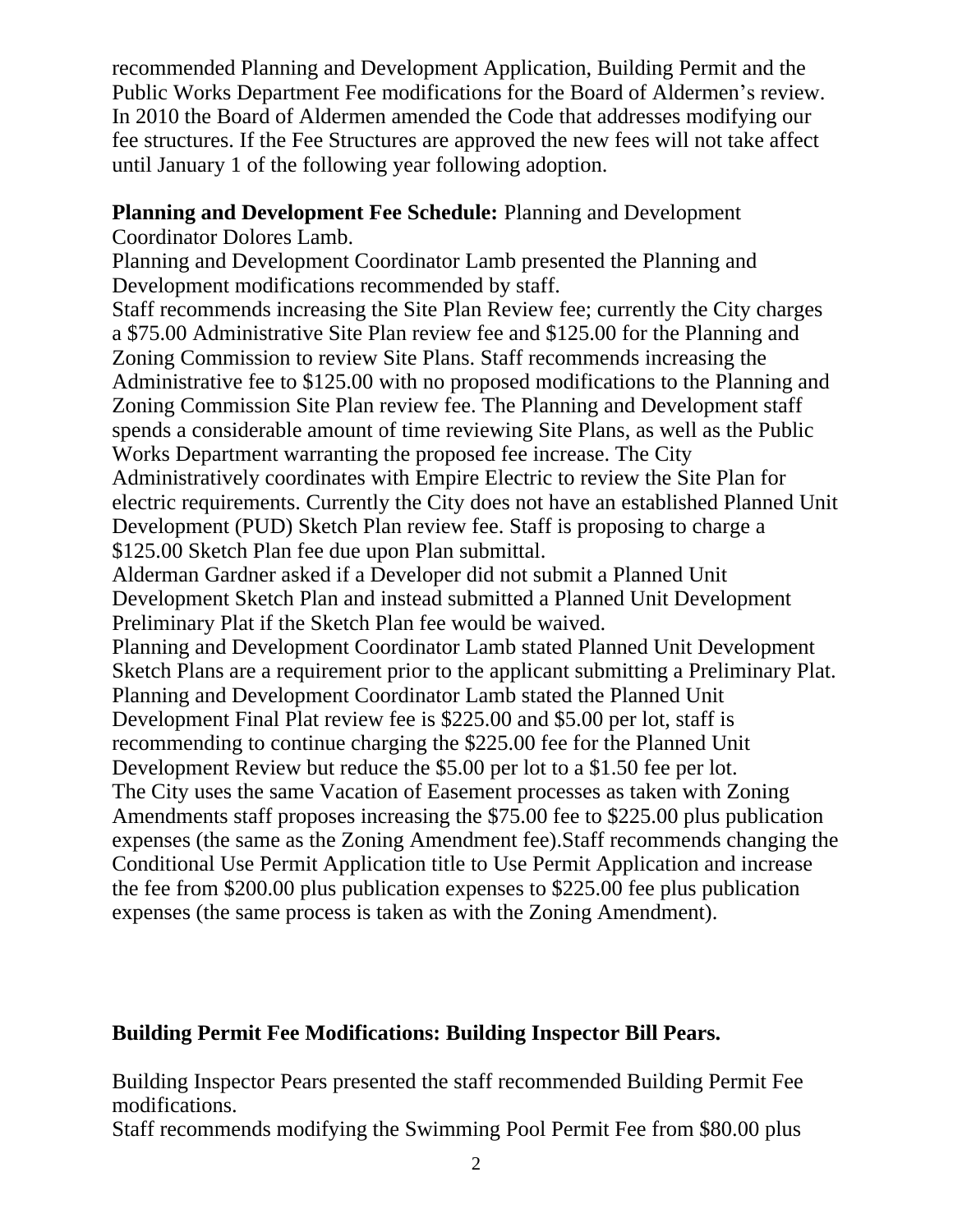recommended Planning and Development Application, Building Permit and the Public Works Department Fee modifications for the Board of Aldermen's review. In 2010 the Board of Aldermen amended the Code that addresses modifying our fee structures. If the Fee Structures are approved the new fees will not take affect until January 1 of the following year following adoption.

**Planning and Development Fee Schedule:** Planning and Development Coordinator Dolores Lamb.

Planning and Development Coordinator Lamb presented the Planning and Development modifications recommended by staff.

Staff recommends increasing the Site Plan Review fee; currently the City charges a $75.00 Administrative Site Plan review fee and $125.00 for the Planning and Zoning Commission to review Site Plans. Staff recommends increasing the Administrative fee to $125.00 with no proposed modifications to the Planning and Zoning Commission Site Plan review fee. The Planning and Development staff spends a considerable amount of time reviewing Site Plans, as well as the Public Works Department warranting the proposed fee increase. The City Administratively coordinates with Empire Electric to review the Site Plan for electric requirements. Currently the City does not have an established Planned Unit Development (PUD) Sketch Plan review fee. Staff is proposing to charge a $125.00 Sketch Plan fee due upon Plan submittal.

Alderman Gardner asked if a Developer did not submit a Planned Unit Development Sketch Plan and instead submitted a Planned Unit Development Preliminary Plat if the Sketch Plan fee would be waived.

Planning and Development Coordinator Lamb stated Planned Unit Development Sketch Plans are a requirement prior to the applicant submitting a Preliminary Plat.

Planning and Development Coordinator Lamb stated the Planned Unit Development Final Plat review fee is $225.00 and $5.00 per lot, staff is recommending to continue charging the $225.00 fee for the Planned Unit Development Review but reduce the $5.00 per lot to a $1.50 fee per lot.

The City uses the same Vacation of Easement processes as taken with Zoning Amendments staff proposes increasing the $75.00 fee to $225.00 plus publication expenses (the same as the Zoning Amendment fee).Staff recommends changing the Conditional Use Permit Application title to Use Permit Application and increase the fee from $200.00 plus publication expenses to $225.00 fee plus publication expenses (the same process is taken as with the Zoning Amendment).

**Building Permit Fee Modifications: Building Inspector Bill Pears.**

Building Inspector Pears presented the staff recommended Building Permit Fee modifications.

Staff recommends modifying the Swimming Pool Permit Fee from $80.00 plus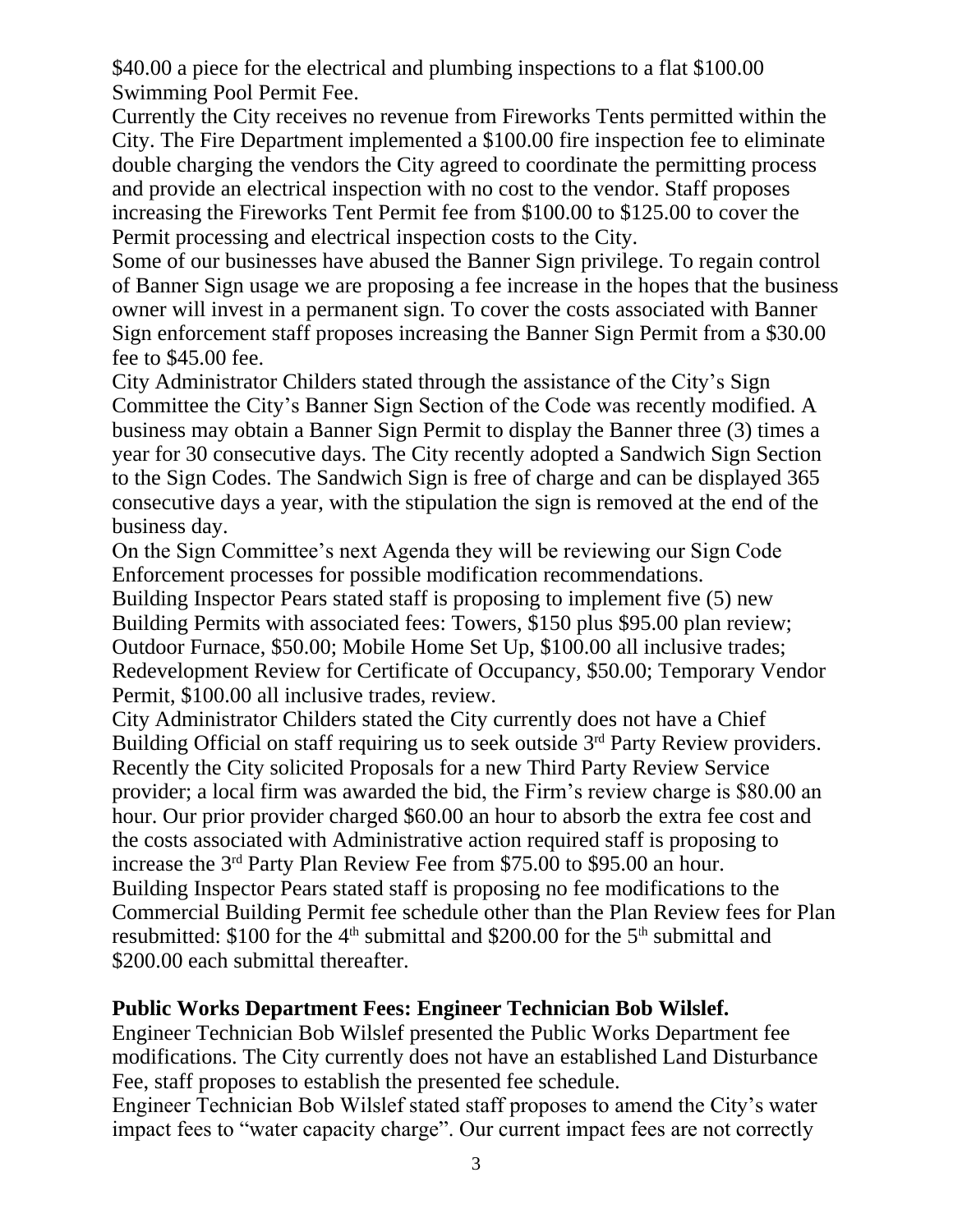$40.00 a piece for the electrical and plumbing inspections to a flat $100.00 Swimming Pool Permit Fee.

Currently the City receives no revenue from Fireworks Tents permitted within the City. The Fire Department implemented a $100.00 fire inspection fee to eliminate double charging the vendors the City agreed to coordinate the permitting process and provide an electrical inspection with no cost to the vendor. Staff proposes increasing the Fireworks Tent Permit fee from $100.00 to $125.00 to cover the Permit processing and electrical inspection costs to the City.

Some of our businesses have abused the Banner Sign privilege. To regain control of Banner Sign usage we are proposing a fee increase in the hopes that the business owner will invest in a permanent sign. To cover the costs associated with Banner Sign enforcement staff proposes increasing the Banner Sign Permit from a $30.00 fee to $45.00 fee.

City Administrator Childers stated through the assistance of the City's Sign Committee the City's Banner Sign Section of the Code was recently modified. A business may obtain a Banner Sign Permit to display the Banner three (3) times a year for 30 consecutive days. The City recently adopted a Sandwich Sign Section to the Sign Codes. The Sandwich Sign is free of charge and can be displayed 365 consecutive days a year, with the stipulation the sign is removed at the end of the business day.

On the Sign Committee's next Agenda they will be reviewing our Sign Code Enforcement processes for possible modification recommendations.

Building Inspector Pears stated staff is proposing to implement five (5) new Building Permits with associated fees: Towers, $150 plus $95.00 plan review; Outdoor Furnace, $50.00; Mobile Home Set Up, $100.00 all inclusive trades; Redevelopment Review for Certificate of Occupancy, $50.00; Temporary Vendor Permit, $100.00 all inclusive trades, review.

City Administrator Childers stated the City currently does not have a Chief Building Official on staff requiring us to seek outside 3rd Party Review providers. Recently the City solicited Proposals for a new Third Party Review Service provider; a local firm was awarded the bid, the Firm's review charge is $80.00 an hour. Our prior provider charged $60.00 an hour to absorb the extra fee cost and the costs associated with Administrative action required staff is proposing to increase the 3rd Party Plan Review Fee from $75.00 to $95.00 an hour.

Building Inspector Pears stated staff is proposing no fee modifications to the Commercial Building Permit fee schedule other than the Plan Review fees for Plan resubmitted: $100 for the 4th submittal and $200.00 for the 5th submittal and $200.00 each submittal thereafter.

**Public Works Department Fees: Engineer Technician Bob Wilslef.**

Engineer Technician Bob Wilslef presented the Public Works Department fee modifications. The City currently does not have an established Land Disturbance Fee, staff proposes to establish the presented fee schedule.

Engineer Technician Bob Wilslef stated staff proposes to amend the City's water impact fees to "water capacity charge". Our current impact fees are not correctly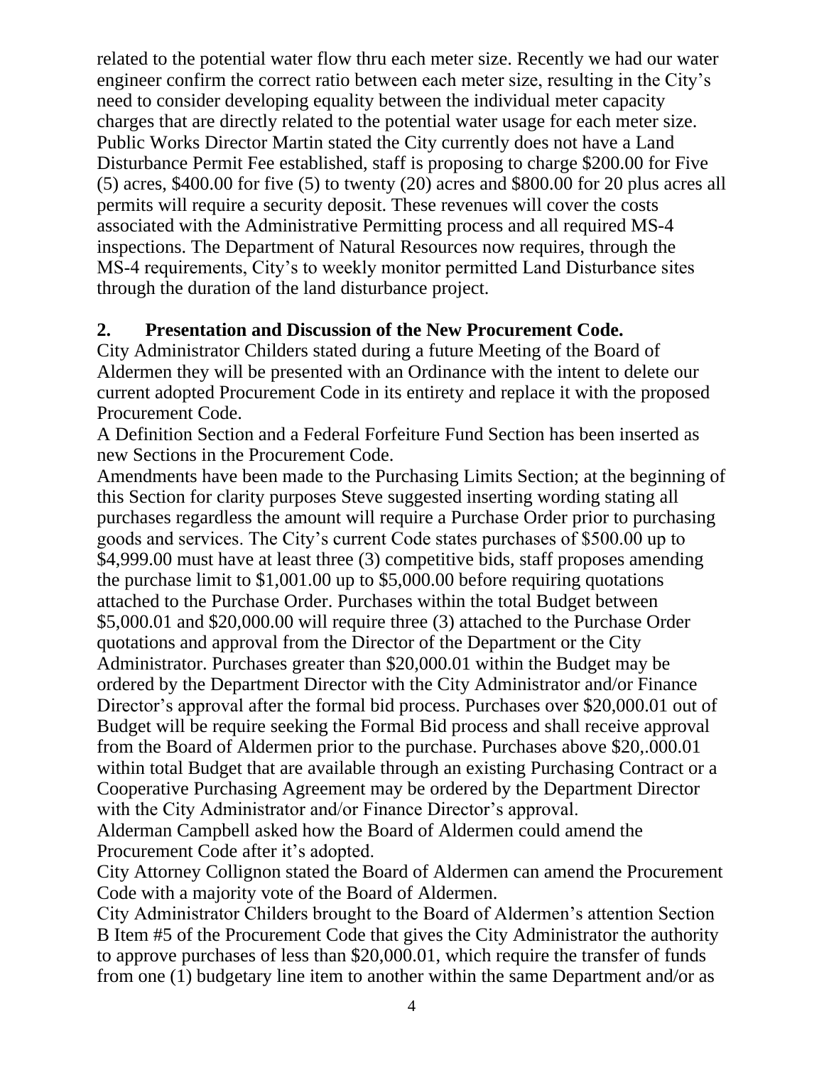related to the potential water flow thru each meter size. Recently we had our water engineer confirm the correct ratio between each meter size, resulting in the City's need to consider developing equality between the individual meter capacity charges that are directly related to the potential water usage for each meter size. Public Works Director Martin stated the City currently does not have a Land Disturbance Permit Fee established, staff is proposing to charge $200.00 for Five (5) acres, $400.00 for five (5) to twenty (20) acres and $800.00 for 20 plus acres all permits will require a security deposit. These revenues will cover the costs associated with the Administrative Permitting process and all required MS-4 inspections. The Department of Natural Resources now requires, through the MS-4 requirements, City's to weekly monitor permitted Land Disturbance sites through the duration of the land disturbance project.

**2. Presentation and Discussion of the New Procurement Code.**

City Administrator Childers stated during a future Meeting of the Board of Aldermen they will be presented with an Ordinance with the intent to delete our current adopted Procurement Code in its entirety and replace it with the proposed Procurement Code.

A Definition Section and a Federal Forfeiture Fund Section has been inserted as new Sections in the Procurement Code.

Amendments have been made to the Purchasing Limits Section; at the beginning of this Section for clarity purposes Steve suggested inserting wording stating all purchases regardless the amount will require a Purchase Order prior to purchasing goods and services. The City's current Code states purchases of $500.00 up to $4,999.00 must have at least three (3) competitive bids, staff proposes amending the purchase limit to $1,001.00 up to $5,000.00 before requiring quotations attached to the Purchase Order. Purchases within the total Budget between $5,000.01 and $20,000.00 will require three (3) attached to the Purchase Order quotations and approval from the Director of the Department or the City Administrator. Purchases greater than $20,000.01 within the Budget may be ordered by the Department Director with the City Administrator and/or Finance Director's approval after the formal bid process. Purchases over $20,000.01 out of Budget will be require seeking the Formal Bid process and shall receive approval from the Board of Aldermen prior to the purchase. Purchases above $20,.000.01 within total Budget that are available through an existing Purchasing Contract or a Cooperative Purchasing Agreement may be ordered by the Department Director with the City Administrator and/or Finance Director's approval.

Alderman Campbell asked how the Board of Aldermen could amend the Procurement Code after it's adopted.

City Attorney Collignon stated the Board of Aldermen can amend the Procurement Code with a majority vote of the Board of Aldermen.

City Administrator Childers brought to the Board of Aldermen's attention Section B Item #5 of the Procurement Code that gives the City Administrator the authority to approve purchases of less than $20,000.01, which require the transfer of funds from one (1) budgetary line item to another within the same Department and/or as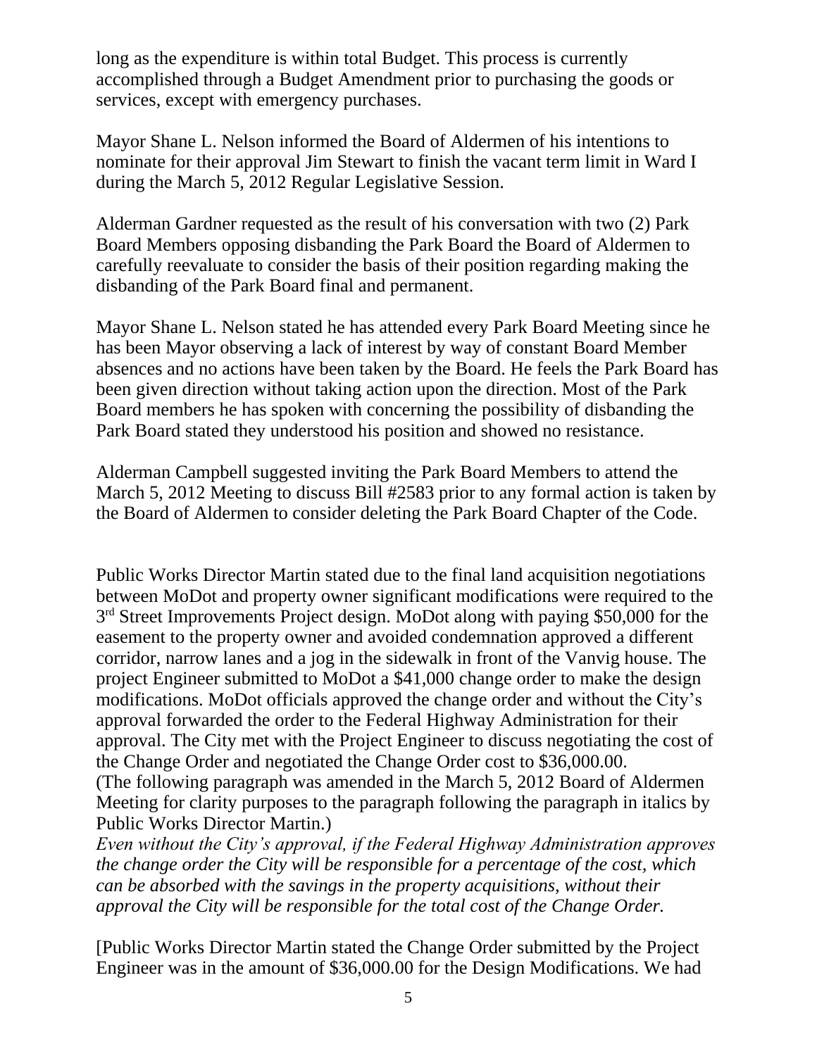long as the expenditure is within total Budget. This process is currently accomplished through a Budget Amendment prior to purchasing the goods or services, except with emergency purchases.

Mayor Shane L. Nelson informed the Board of Aldermen of his intentions to nominate for their approval Jim Stewart to finish the vacant term limit in Ward I during the March 5, 2012 Regular Legislative Session.

Alderman Gardner requested as the result of his conversation with two (2) Park Board Members opposing disbanding the Park Board the Board of Aldermen to carefully reevaluate to consider the basis of their position regarding making the disbanding of the Park Board final and permanent.

Mayor Shane L. Nelson stated he has attended every Park Board Meeting since he has been Mayor observing a lack of interest by way of constant Board Member absences and no actions have been taken by the Board. He feels the Park Board has been given direction without taking action upon the direction. Most of the Park Board members he has spoken with concerning the possibility of disbanding the Park Board stated they understood his position and showed no resistance.

Alderman Campbell suggested inviting the Park Board Members to attend the March 5, 2012 Meeting to discuss Bill #2583 prior to any formal action is taken by the Board of Aldermen to consider deleting the Park Board Chapter of the Code.

Public Works Director Martin stated due to the final land acquisition negotiations between MoDot and property owner significant modifications were required to the 3rd Street Improvements Project design. MoDot along with paying $50,000 for the easement to the property owner and avoided condemnation approved a different corridor, narrow lanes and a jog in the sidewalk in front of the Vanvig house. The project Engineer submitted to MoDot a $41,000 change order to make the design modifications. MoDot officials approved the change order and without the City's approval forwarded the order to the Federal Highway Administration for their approval. The City met with the Project Engineer to discuss negotiating the cost of the Change Order and negotiated the Change Order cost to $36,000.00.
(The following paragraph was amended in the March 5, 2012 Board of Aldermen Meeting for clarity purposes to the paragraph following the paragraph in italics by Public Works Director Martin.)
*Even without the City's approval, if the Federal Highway Administration approves the change order the City will be responsible for a percentage of the cost, which can be absorbed with the savings in the property acquisitions, without their approval the City will be responsible for the total cost of the Change Order.*

[Public Works Director Martin stated the Change Order submitted by the Project Engineer was in the amount of $36,000.00 for the Design Modifications. We had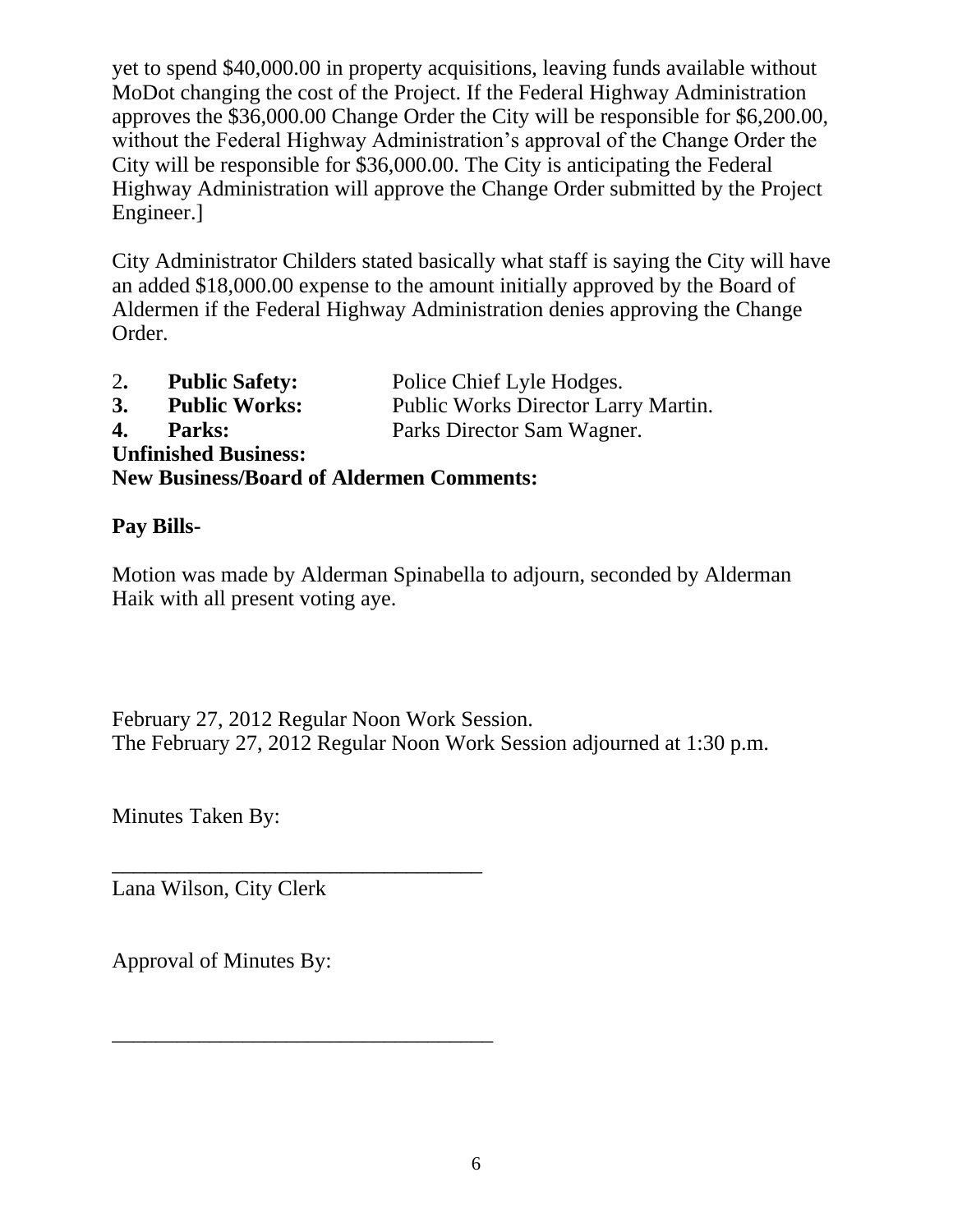yet to spend $40,000.00 in property acquisitions, leaving funds available without MoDot changing the cost of the Project. If the Federal Highway Administration approves the $36,000.00 Change Order the City will be responsible for $6,200.00, without the Federal Highway Administration's approval of the Change Order the City will be responsible for $36,000.00. The City is anticipating the Federal Highway Administration will approve the Change Order submitted by the Project Engineer.]

City Administrator Childers stated basically what staff is saying the City will have an added $18,000.00 expense to the amount initially approved by the Board of Aldermen if the Federal Highway Administration denies approving the Change Order.

2. **Public Safety:** Police Chief Lyle Hodges.
3. **Public Works:** Public Works Director Larry Martin.
4. **Parks:** Parks Director Sam Wagner.

**Unfinished Business:**

**New Business/Board of Aldermen Comments:**

**Pay Bills-**

Motion was made by Alderman Spinabella to adjourn, seconded by Alderman Haik with all present voting aye.

February 27, 2012 Regular Noon Work Session.
The February 27, 2012 Regular Noon Work Session adjourned at 1:30 p.m.

Minutes Taken By:

___________________________________
Lana Wilson, City Clerk

Approval of Minutes By:

___________________________________